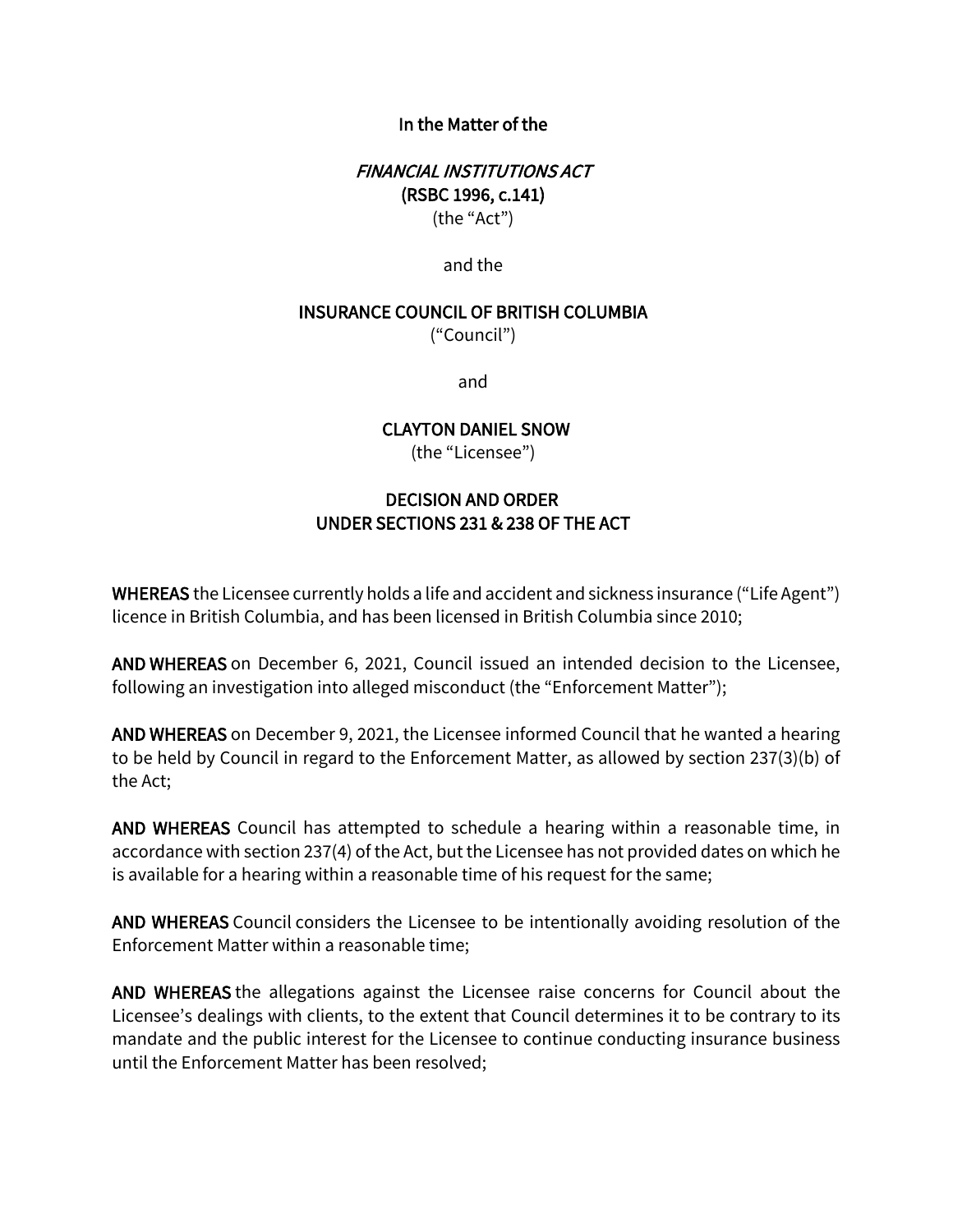**In the Matter of the**

***FINANCIAL INSTITUTIONS ACT***
**(RSBC 1996, c.141)**
(the “Act”)

and the

**INSURANCE COUNCIL OF BRITISH COLUMBIA**
(“Council”)

and

**CLAYTON DANIEL SNOW**
(the “Licensee”)

**DECISION AND ORDER**
**UNDER SECTIONS 231 & 238 OF THE ACT**

**WHEREAS** the Licensee currently holds a life and accident and sickness insurance (“Life Agent”) licence in British Columbia, and has been licensed in British Columbia since 2010;

**AND WHEREAS** on December 6, 2021, Council issued an intended decision to the Licensee, following an investigation into alleged misconduct (the “Enforcement Matter”);

**AND WHEREAS** on December 9, 2021, the Licensee informed Council that he wanted a hearing to be held by Council in regard to the Enforcement Matter, as allowed by section 237(3)(b) of the Act;

**AND WHEREAS** Council has attempted to schedule a hearing within a reasonable time, in accordance with section 237(4) of the Act, but the Licensee has not provided dates on which he is available for a hearing within a reasonable time of his request for the same;

**AND WHEREAS** Council considers the Licensee to be intentionally avoiding resolution of the Enforcement Matter within a reasonable time;

**AND WHEREAS** the allegations against the Licensee raise concerns for Council about the Licensee’s dealings with clients, to the extent that Council determines it to be contrary to its mandate and the public interest for the Licensee to continue conducting insurance business until the Enforcement Matter has been resolved;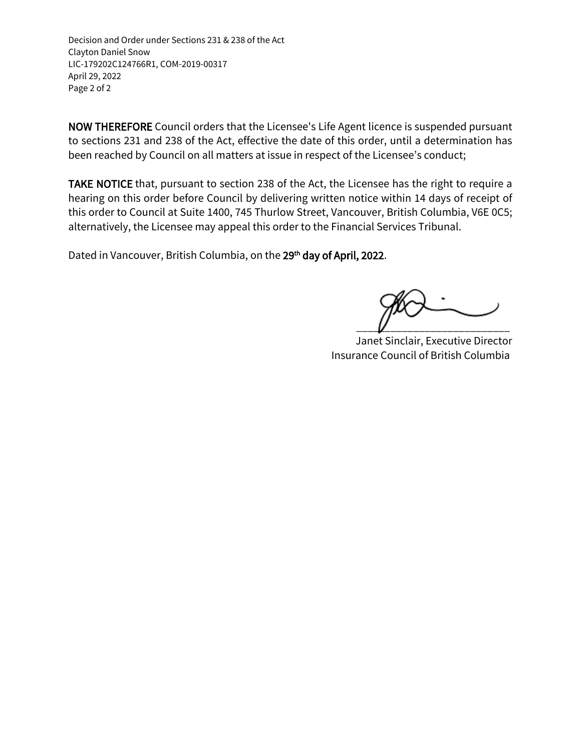**NOW THEREFORE** Council orders that the Licensee's Life Agent licence is suspended pursuant to sections 231 and 238 of the Act, effective the date of this order, until a determination has been reached by Council on all matters at issue in respect of the Licensee's conduct;

**TAKE NOTICE** that, pursuant to section 238 of the Act, the Licensee has the right to require a hearing on this order before Council by delivering written notice within 14 days of receipt of this order to Council at Suite 1400, 745 Thurlow Street, Vancouver, British Columbia, V6E 0C5; alternatively, the Licensee may appeal this order to the Financial Services Tribunal.

Dated in Vancouver, British Columbia, on the **29th day of April, 2022**.

\_\_\_\_\_\_\_\_\_\_\_\_\_\_\_\_\_\_\_\_\_\_\_\_\_\_\_\_\_\_

Janet Sinclair, Executive Director
Insurance Council of British Columbia